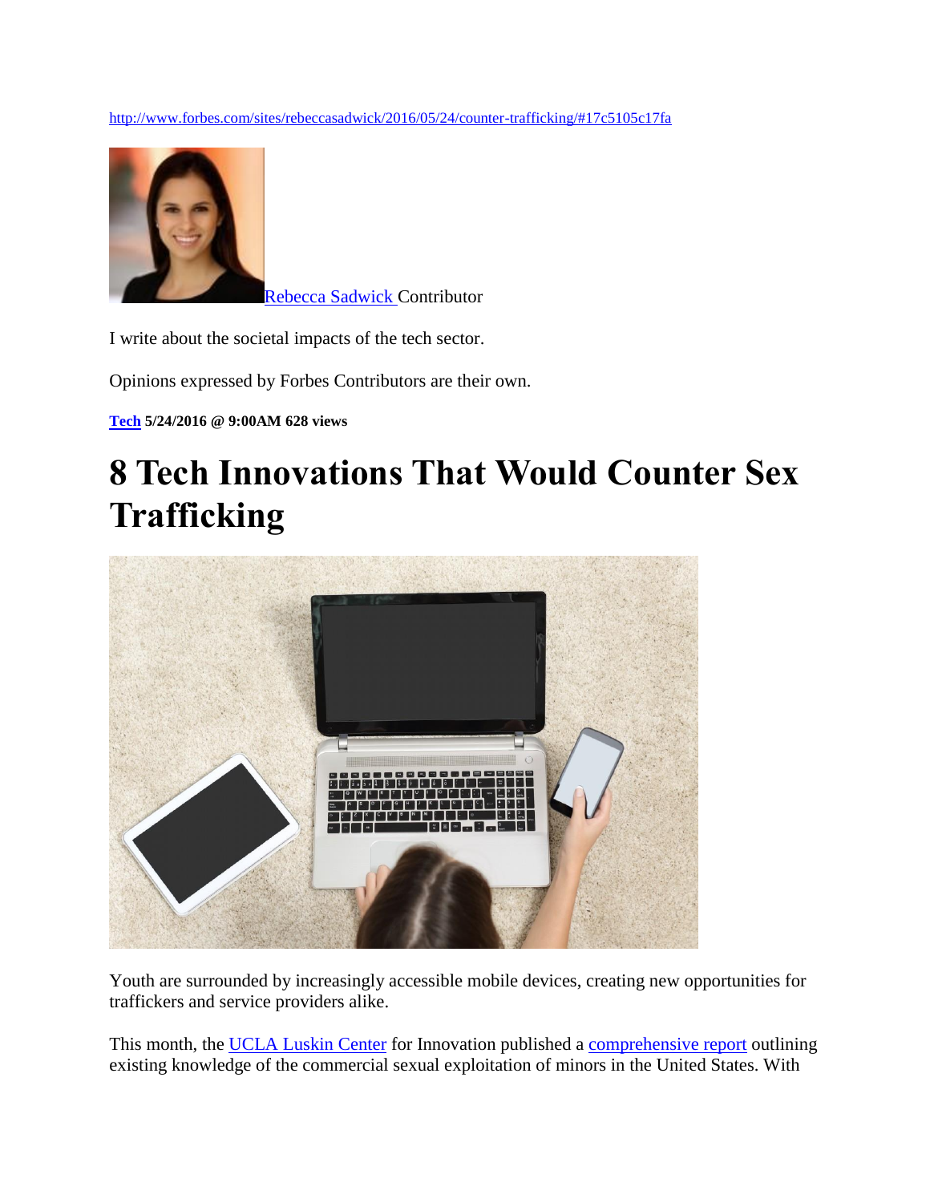http://www.forbes.com/sites/rebeccasadwick/2016/05/24/counter-trafficking/#17c5105c17fa

Rebecca Sadwick Contributor

I write about the societal impacts of the tech sector.

Opinions expressed by Forbes Contributors are their own.

**Tech 5/24/2016 @ 9:00AM 628 views**

# 8 Tech Innovations That Would Counter Sex Trafficking

Youth are surrounded by increasingly accessible mobile devices, creating new opportunities for traffickers and service providers alike.

This month, the UCLA Luskin Center for Innovation published a comprehensive report outlining existing knowledge of the commercial sexual exploitation of minors in the United States. With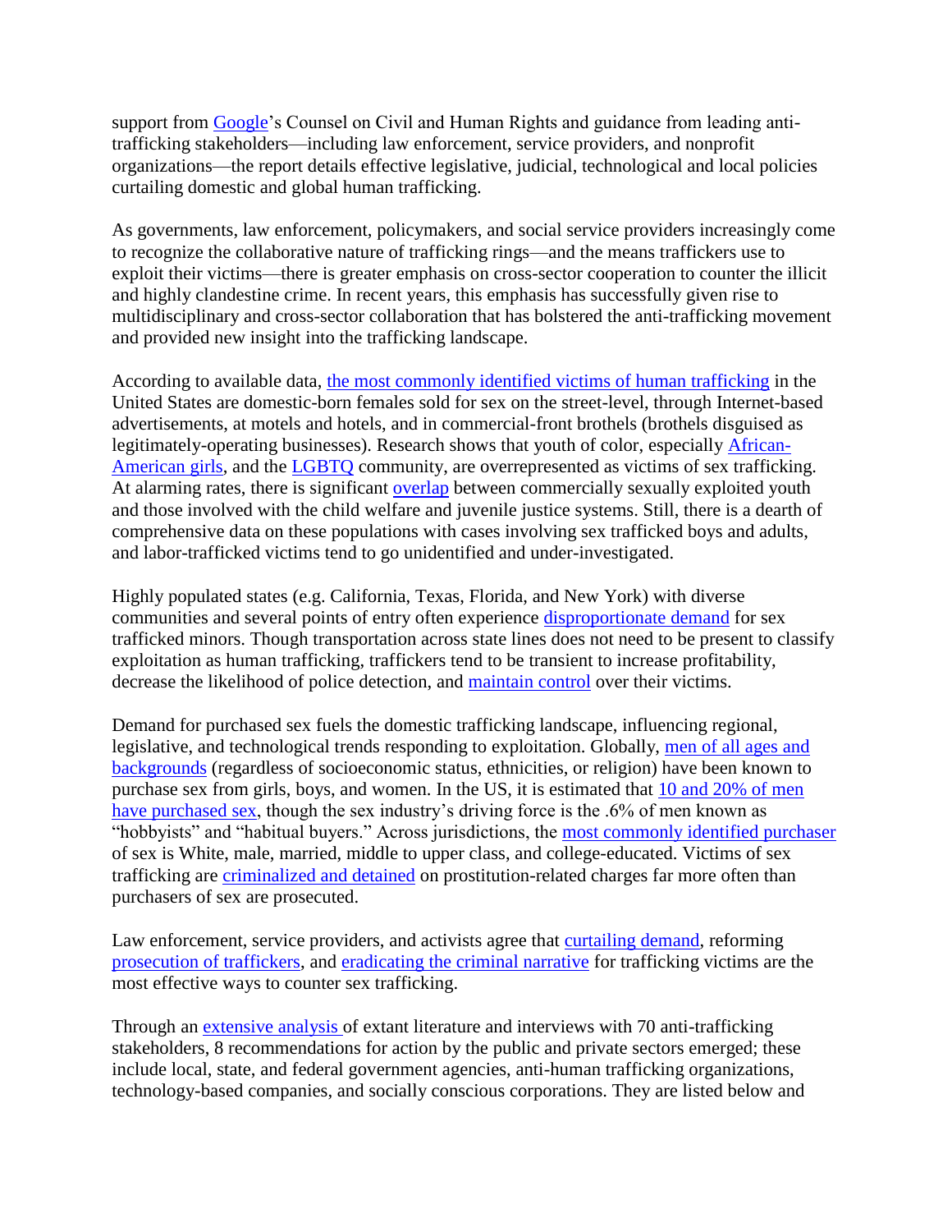support from Google's Counsel on Civil and Human Rights and guidance from leading anti-trafficking stakeholders—including law enforcement, service providers, and nonprofit organizations—the report details effective legislative, judicial, technological and local policies curtailing domestic and global human trafficking.

As governments, law enforcement, policymakers, and social service providers increasingly come to recognize the collaborative nature of trafficking rings—and the means traffickers use to exploit their victims—there is greater emphasis on cross-sector cooperation to counter the illicit and highly clandestine crime. In recent years, this emphasis has successfully given rise to multidisciplinary and cross-sector collaboration that has bolstered the anti-trafficking movement and provided new insight into the trafficking landscape.

According to available data, the most commonly identified victims of human trafficking in the United States are domestic-born females sold for sex on the street-level, through Internet-based advertisements, at motels and hotels, and in commercial-front brothels (brothels disguised as legitimately-operating businesses). Research shows that youth of color, especially African-American girls, and the LGBTQ community, are overrepresented as victims of sex trafficking. At alarming rates, there is significant overlap between commercially sexually exploited youth and those involved with the child welfare and juvenile justice systems. Still, there is a dearth of comprehensive data on these populations with cases involving sex trafficked boys and adults, and labor-trafficked victims tend to go unidentified and under-investigated.

Highly populated states (e.g. California, Texas, Florida, and New York) with diverse communities and several points of entry often experience disproportionate demand for sex trafficked minors. Though transportation across state lines does not need to be present to classify exploitation as human trafficking, traffickers tend to be transient to increase profitability, decrease the likelihood of police detection, and maintain control over their victims.

Demand for purchased sex fuels the domestic trafficking landscape, influencing regional, legislative, and technological trends responding to exploitation. Globally, men of all ages and backgrounds (regardless of socioeconomic status, ethnicities, or religion) have been known to purchase sex from girls, boys, and women. In the US, it is estimated that 10 and 20% of men have purchased sex, though the sex industry's driving force is the .6% of men known as "hobbyists" and "habitual buyers." Across jurisdictions, the most commonly identified purchaser of sex is White, male, married, middle to upper class, and college-educated. Victims of sex trafficking are criminalized and detained on prostitution-related charges far more often than purchasers of sex are prosecuted.

Law enforcement, service providers, and activists agree that curtailing demand, reforming prosecution of traffickers, and eradicating the criminal narrative for trafficking victims are the most effective ways to counter sex trafficking.

Through an extensive analysis of extant literature and interviews with 70 anti-trafficking stakeholders, 8 recommendations for action by the public and private sectors emerged; these include local, state, and federal government agencies, anti-human trafficking organizations, technology-based companies, and socially conscious corporations. They are listed below and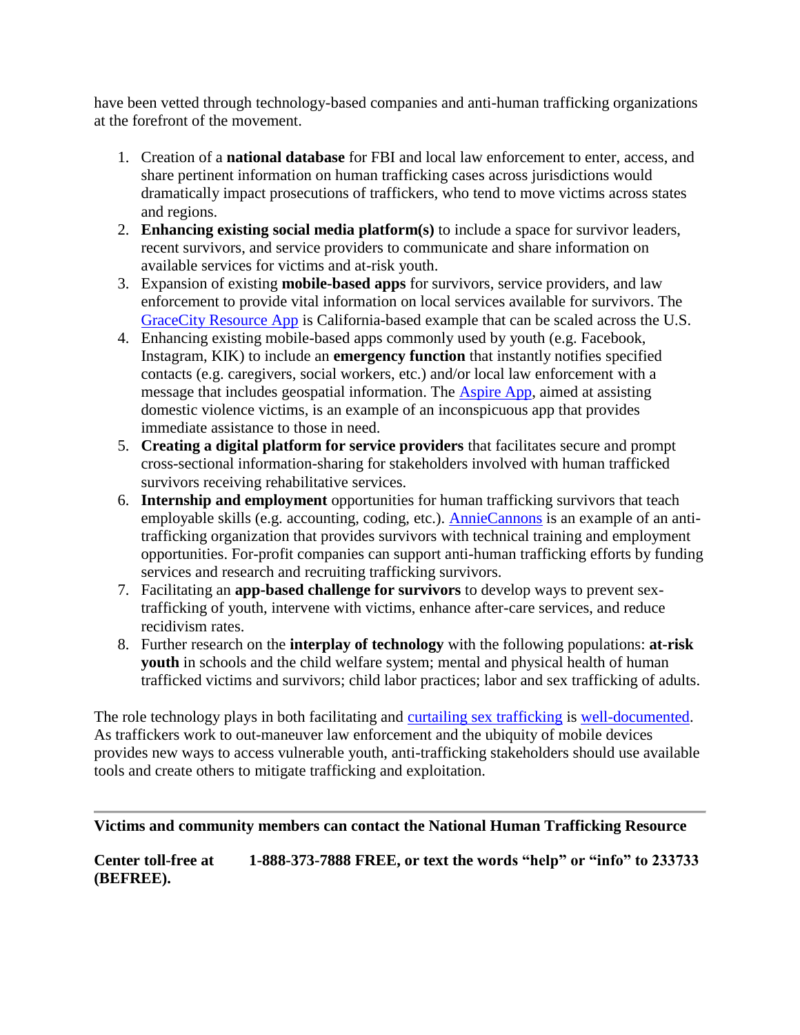have been vetted through technology-based companies and anti-human trafficking organizations at the forefront of the movement.

1. Creation of a **national database** for FBI and local law enforcement to enter, access, and share pertinent information on human trafficking cases across jurisdictions would dramatically impact prosecutions of traffickers, who tend to move victims across states and regions.
2. **Enhancing existing social media platform(s)** to include a space for survivor leaders, recent survivors, and service providers to communicate and share information on available services for victims and at-risk youth.
3. Expansion of existing **mobile-based apps** for survivors, service providers, and law enforcement to provide vital information on local services available for survivors. The GraceCity Resource App is California-based example that can be scaled across the U.S.
4. Enhancing existing mobile-based apps commonly used by youth (e.g. Facebook, Instagram, KIK) to include an **emergency function** that instantly notifies specified contacts (e.g. caregivers, social workers, etc.) and/or local law enforcement with a message that includes geospatial information. The Aspire App, aimed at assisting domestic violence victims, is an example of an inconspicuous app that provides immediate assistance to those in need.
5. **Creating a digital platform for service providers** that facilitates secure and prompt cross-sectional information-sharing for stakeholders involved with human trafficked survivors receiving rehabilitative services.
6. **Internship and employment** opportunities for human trafficking survivors that teach employable skills (e.g. accounting, coding, etc.). AnnieCannons is an example of an anti-trafficking organization that provides survivors with technical training and employment opportunities. For-profit companies can support anti-human trafficking efforts by funding services and research and recruiting trafficking survivors.
7. Facilitating an **app-based challenge for survivors** to develop ways to prevent sex-trafficking of youth, intervene with victims, enhance after-care services, and reduce recidivism rates.
8. Further research on the **interplay of technology** with the following populations: **at-risk youth** in schools and the child welfare system; mental and physical health of human trafficked victims and survivors; child labor practices; labor and sex trafficking of adults.

The role technology plays in both facilitating and curtailing sex trafficking is well-documented. As traffickers work to out-maneuver law enforcement and the ubiquity of mobile devices provides new ways to access vulnerable youth, anti-trafficking stakeholders should use available tools and create others to mitigate trafficking and exploitation.

---

**Victims and community members can contact the National Human Trafficking Resource Center toll-free at 1-888-373-7888 FREE, or text the words "help" or "info" to 233733 (BEFREE).**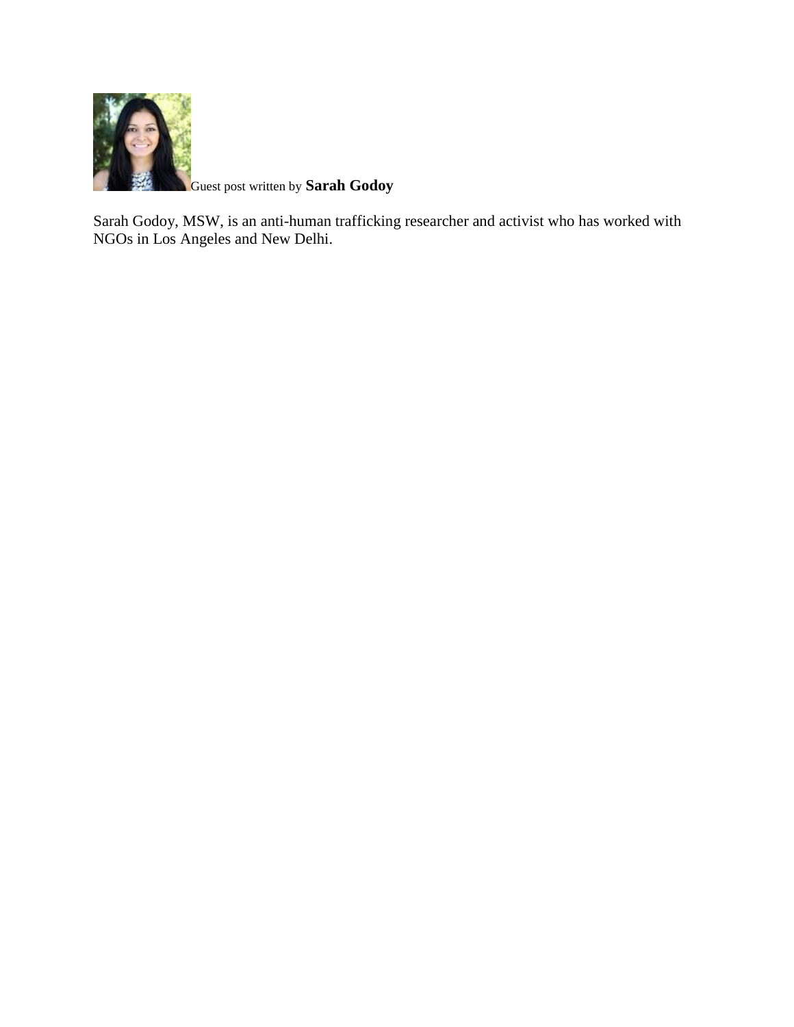Guest post written by **Sarah Godoy**

Sarah Godoy, MSW, is an anti-human trafficking researcher and activist who has worked with NGOs in Los Angeles and New Delhi.